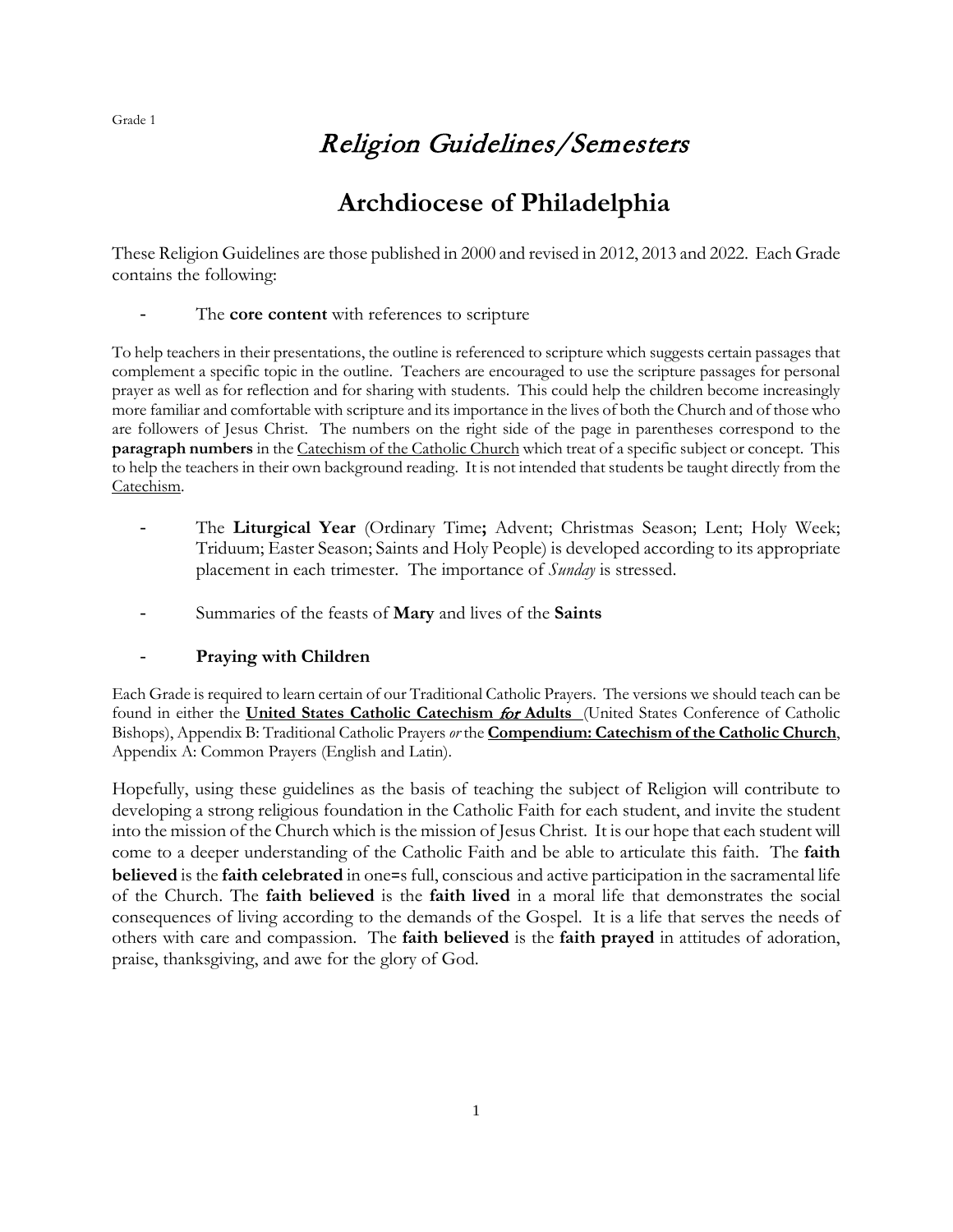Grade 1

# *Religion Guidelines/Semesters*

## Archdiocese of Philadelphia

These Religion Guidelines are those published in 2000 and revised in 2012, 2013 and 2022. Each Grade contains the following:

- The **core content** with references to scripture

To help teachers in their presentations, the outline is referenced to scripture which suggests certain passages that complement a specific topic in the outline. Teachers are encouraged to use the scripture passages for personal prayer as well as for reflection and for sharing with students. This could help the children become increasingly more familiar and comfortable with scripture and its importance in the lives of both the Church and of those who are followers of Jesus Christ. The numbers on the right side of the page in parentheses correspond to the **paragraph numbers** in the Catechism of the Catholic Church which treat of a specific subject or concept. This to help the teachers in their own background reading. It is not intended that students be taught directly from the Catechism.

- The **Liturgical Year** (Ordinary Time**;** Advent; Christmas Season; Lent; Holy Week; Triduum; Easter Season; Saints and Holy People) is developed according to its appropriate placement in each trimester. The importance of *Sunday* is stressed.

- Summaries of the feasts of **Mary** and lives of the **Saints**

- **Praying with Children**

Each Grade is required to learn certain of our Traditional Catholic Prayers. The versions we should teach can be found in either the **United States Catholic Catechism *for* Adults** (United States Conference of Catholic Bishops), Appendix B: Traditional Catholic Prayers *or* the **Compendium: Catechism of the Catholic Church**, Appendix A: Common Prayers (English and Latin).

Hopefully, using these guidelines as the basis of teaching the subject of Religion will contribute to developing a strong religious foundation in the Catholic Faith for each student, and invite the student into the mission of the Church which is the mission of Jesus Christ. It is our hope that each student will come to a deeper understanding of the Catholic Faith and be able to articulate this faith. The **faith believed** is the **faith celebrated** in one=s full, conscious and active participation in the sacramental life of the Church. The **faith believed** is the **faith lived** in a moral life that demonstrates the social consequences of living according to the demands of the Gospel. It is a life that serves the needs of others with care and compassion. The **faith believed** is the **faith prayed** in attitudes of adoration, praise, thanksgiving, and awe for the glory of God.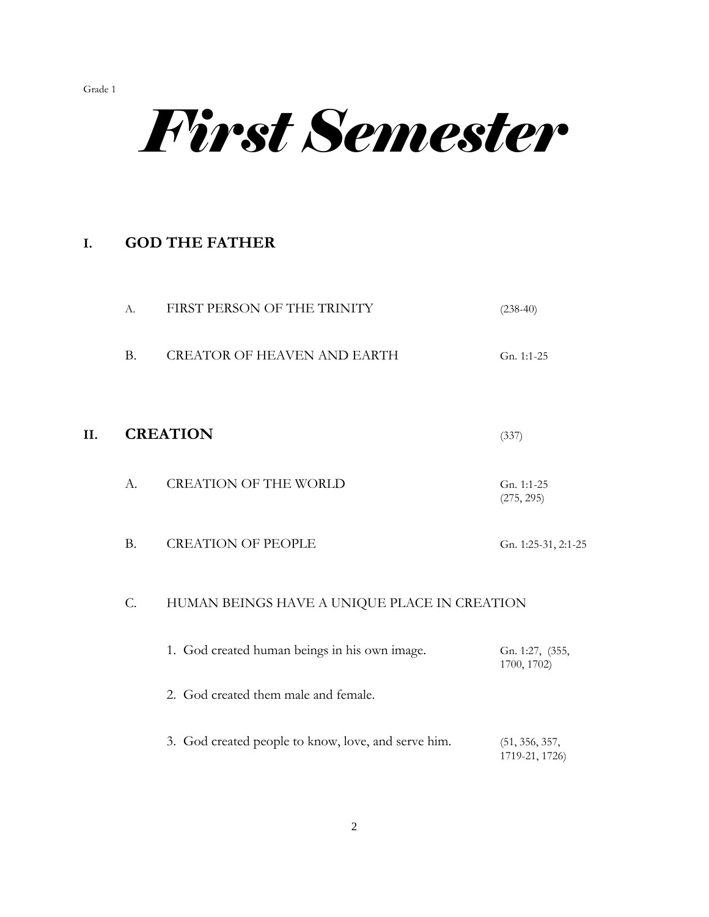Grade 1

# *First Semester*

## I. GOD THE FATHER

A. FIRST PERSON OF THE TRINITY (238-40)

B. CREATOR OF HEAVEN AND EARTH Gn. 1:1-25

## II. CREATION (337)

A. CREATION OF THE WORLD Gn. 1:1-25 (275, 295)

B. CREATION OF PEOPLE Gn. 1:25-31, 2:1-25

C. HUMAN BEINGS HAVE A UNIQUE PLACE IN CREATION

1. God created human beings in his own image. Gn. 1:27, (355, 1700, 1702)
2. God created them male and female.
3. God created people to know, love, and serve him. (51, 356, 357, 1719-21, 1726)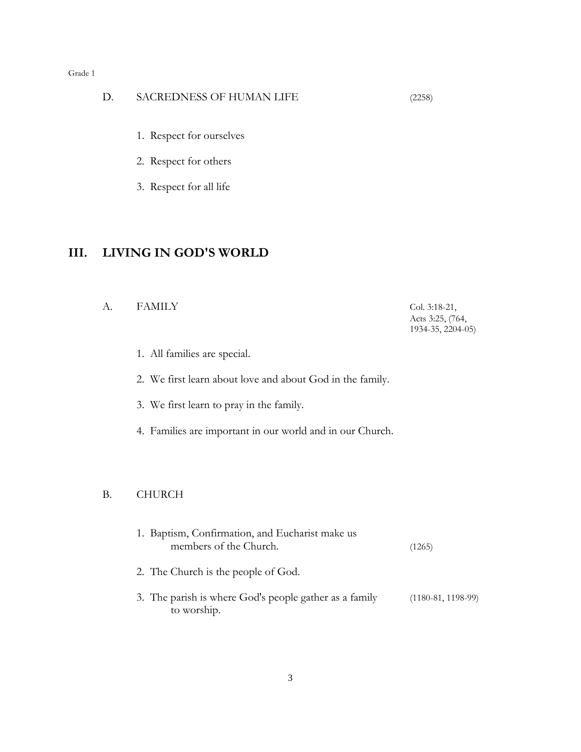### D. SACREDNESS OF HUMAN LIFE (2258)

1. Respect for ourselves
2. Respect for others
3. Respect for all life

## III. LIVING IN GOD'S WORLD

### A. FAMILY

Col. 3:18-21, Acts 3:25, (764, 1934-35, 2204-05)

1. All families are special.
2. We first learn about love and about God in the family.
3. We first learn to pray in the family.
4. Families are important in our world and in our Church.

### B. CHURCH

1. Baptism, Confirmation, and Eucharist make us members of the Church. (1265)
2. The Church is the people of God.
3. The parish is where God's people gather as a family to worship. (1180-81, 1198-99)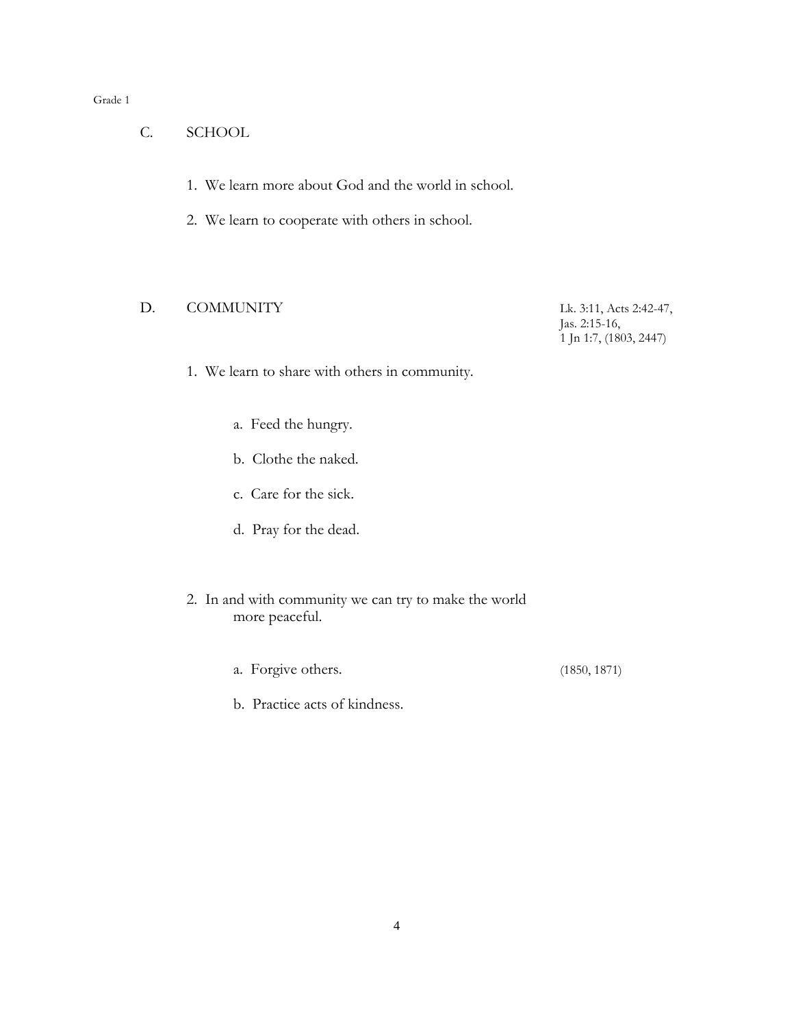## C. SCHOOL

1. We learn more about God and the world in school.

2. We learn to cooperate with others in school.

## D. COMMUNITY

Lk. 3:11, Acts 2:42-47, Jas. 2:15-16, 1 Jn 1:7, (1803, 2447)

1. We learn to share with others in community.

   a. Feed the hungry.

   b. Clothe the naked.

   c. Care for the sick.

   d. Pray for the dead.

2. In and with community we can try to make the world more peaceful.

   a. Forgive others. (1850, 1871)

   b. Practice acts of kindness.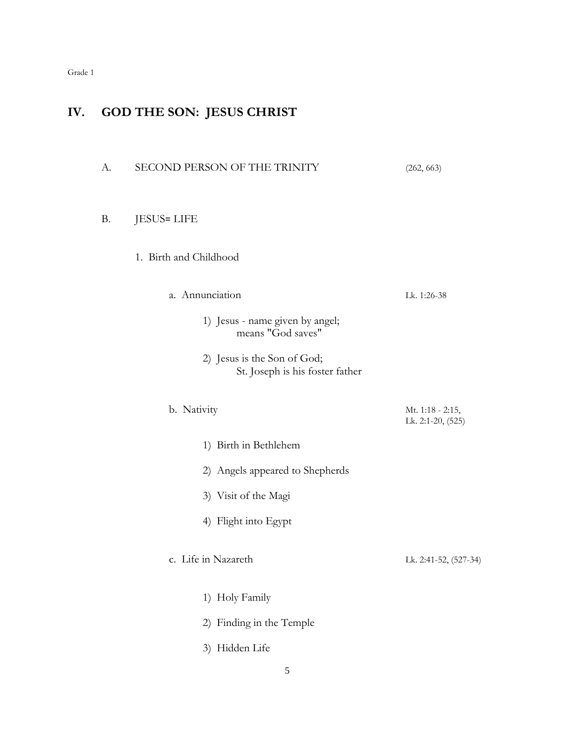# IV. GOD THE SON: JESUS CHRIST

## A. SECOND PERSON OF THE TRINITY (262, 663)

## B. JESUS= LIFE

1. Birth and Childhood

   a. Annunciation — Lk. 1:26-38

      1) Jesus - name given by angel; means "God saves"

      2) Jesus is the Son of God; St. Joseph is his foster father

   b. Nativity — Mt. 1:18 - 2:15, Lk. 2:1-20, (525)

      1) Birth in Bethlehem

      2) Angels appeared to Shepherds

      3) Visit of the Magi

      4) Flight into Egypt

   c. Life in Nazareth — Lk. 2:41-52, (527-34)

      1) Holy Family

      2) Finding in the Temple

      3) Hidden Life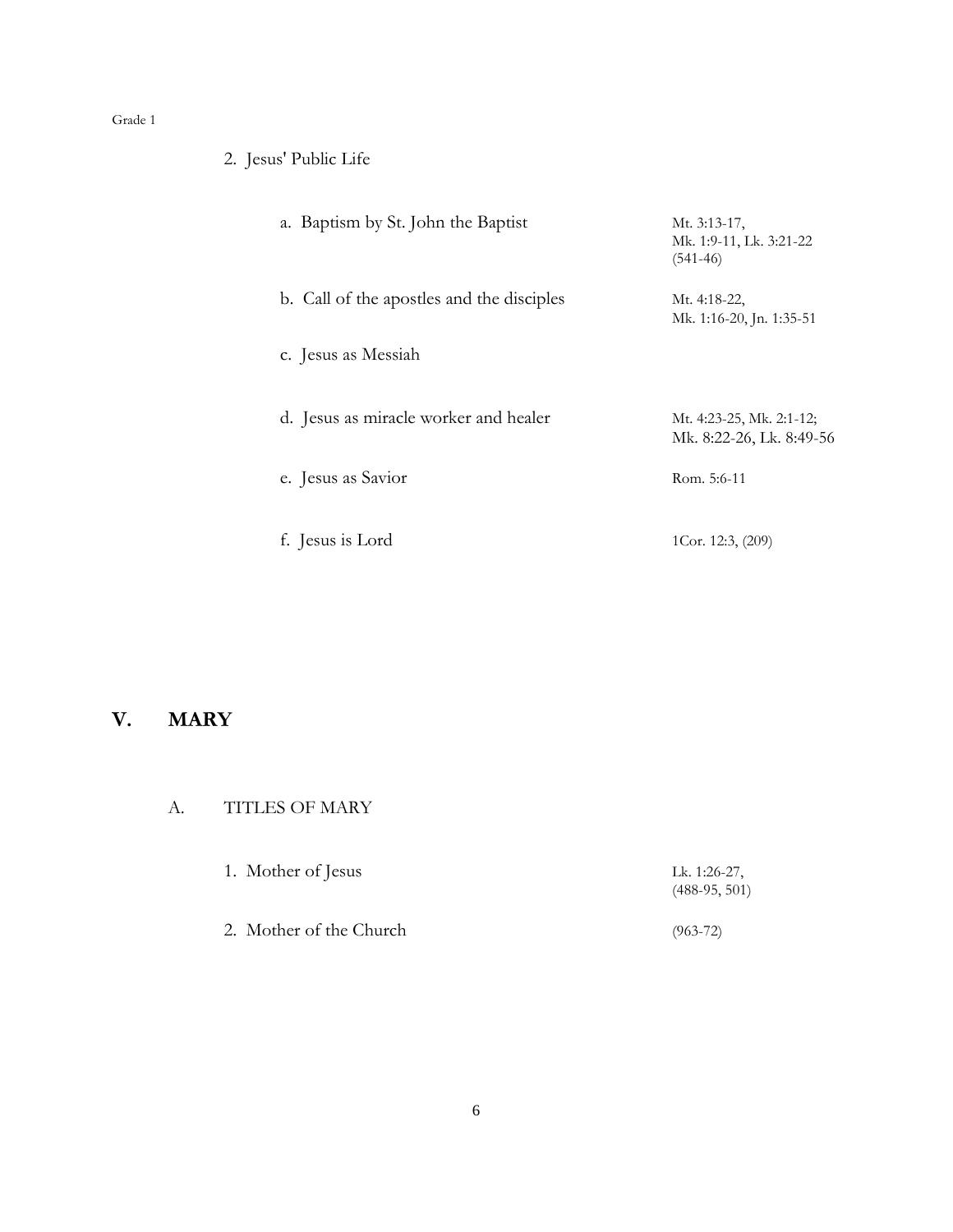2. Jesus' Public Life

| | |
|---|---|
| a. Baptism by St. John the Baptist | Mt. 3:13-17, Mk. 1:9-11, Lk. 3:21-22 (541-46) |
| b. Call of the apostles and the disciples | Mt. 4:18-22, Mk. 1:16-20, Jn. 1:35-51 |
| c. Jesus as Messiah | |
| d. Jesus as miracle worker and healer | Mt. 4:23-25, Mk. 2:1-12; Mk. 8:22-26, Lk. 8:49-56 |
| e. Jesus as Savior | Rom. 5:6-11 |
| f. Jesus is Lord | 1Cor. 12:3, (209) |

## V. MARY

### A. TITLES OF MARY

| | |
|---|---|
| 1. Mother of Jesus | Lk. 1:26-27, (488-95, 501) |
| 2. Mother of the Church | (963-72) |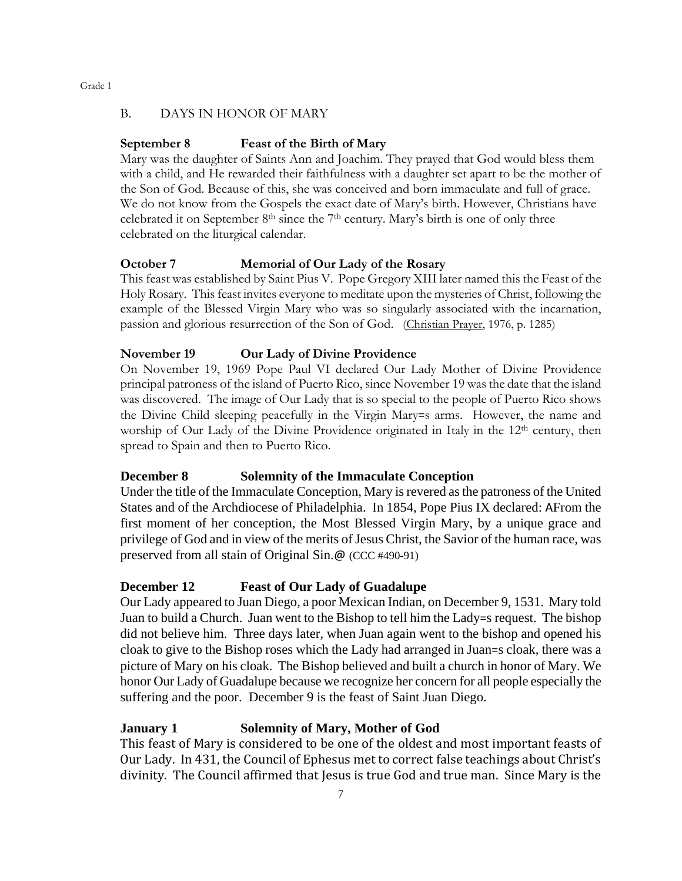## B. DAYS IN HONOR OF MARY

**September 8 Feast of the Birth of Mary**

Mary was the daughter of Saints Ann and Joachim. They prayed that God would bless them with a child, and He rewarded their faithfulness with a daughter set apart to be the mother of the Son of God. Because of this, she was conceived and born immaculate and full of grace. We do not know from the Gospels the exact date of Mary's birth. However, Christians have celebrated it on September 8th since the 7th century. Mary's birth is one of only three celebrated on the liturgical calendar.

**October 7 Memorial of Our Lady of the Rosary**

This feast was established by Saint Pius V. Pope Gregory XIII later named this the Feast of the Holy Rosary. This feast invites everyone to meditate upon the mysteries of Christ, following the example of the Blessed Virgin Mary who was so singularly associated with the incarnation, passion and glorious resurrection of the Son of God. (Christian Prayer, 1976, p. 1285)

**November 19 Our Lady of Divine Providence**

On November 19, 1969 Pope Paul VI declared Our Lady Mother of Divine Providence principal patroness of the island of Puerto Rico, since November 19 was the date that the island was discovered. The image of Our Lady that is so special to the people of Puerto Rico shows the Divine Child sleeping peacefully in the Virgin Mary=s arms. However, the name and worship of Our Lady of the Divine Providence originated in Italy in the 12th century, then spread to Spain and then to Puerto Rico.

**December 8 Solemnity of the Immaculate Conception**

Under the title of the Immaculate Conception, Mary is revered as the patroness of the United States and of the Archdiocese of Philadelphia. In 1854, Pope Pius IX declared: AFrom the first moment of her conception, the Most Blessed Virgin Mary, by a unique grace and privilege of God and in view of the merits of Jesus Christ, the Savior of the human race, was preserved from all stain of Original Sin.@ (CCC #490-91)

**December 12 Feast of Our Lady of Guadalupe**

Our Lady appeared to Juan Diego, a poor Mexican Indian, on December 9, 1531. Mary told Juan to build a Church. Juan went to the Bishop to tell him the Lady=s request. The bishop did not believe him. Three days later, when Juan again went to the bishop and opened his cloak to give to the Bishop roses which the Lady had arranged in Juan=s cloak, there was a picture of Mary on his cloak. The Bishop believed and built a church in honor of Mary. We honor Our Lady of Guadalupe because we recognize her concern for all people especially the suffering and the poor. December 9 is the feast of Saint Juan Diego.

**January 1 Solemnity of Mary, Mother of God**

This feast of Mary is considered to be one of the oldest and most important feasts of Our Lady. In 431, the Council of Ephesus met to correct false teachings about Christ's divinity. The Council affirmed that Jesus is true God and true man. Since Mary is the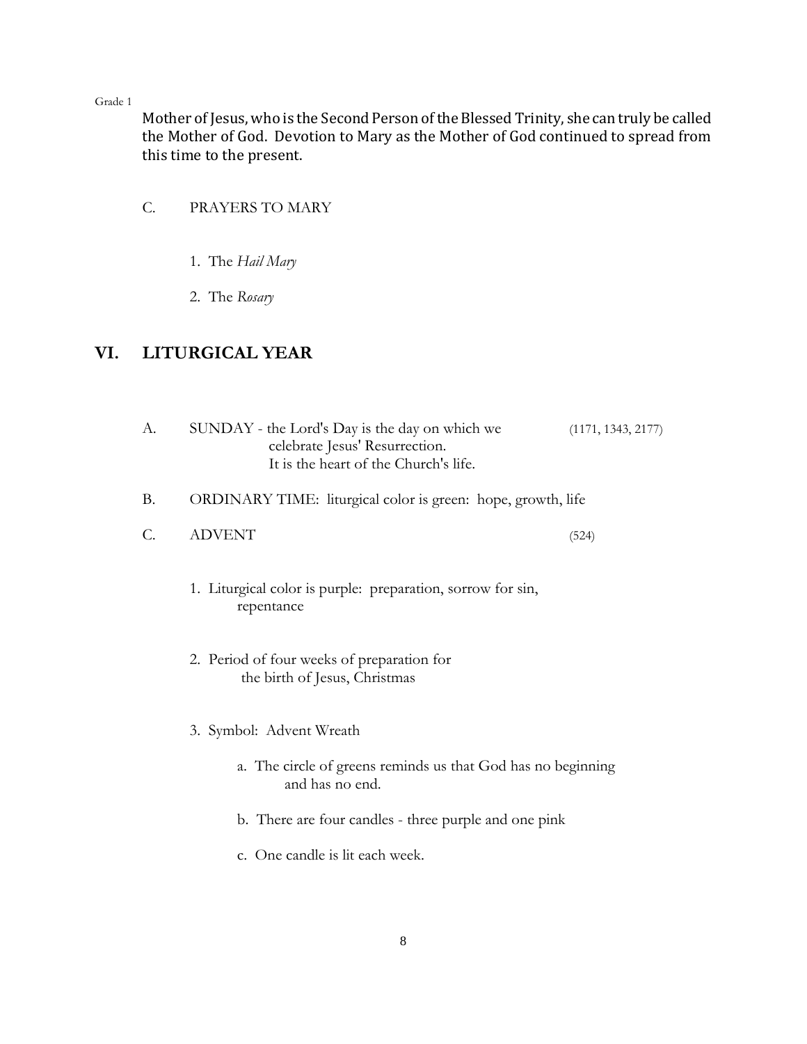Mother of Jesus, who is the Second Person of the Blessed Trinity, she can truly be called the Mother of God. Devotion to Mary as the Mother of God continued to spread from this time to the present.

C. PRAYERS TO MARY

1. The *Hail Mary*

2. The *Rosary*

## VI. LITURGICAL YEAR

A. SUNDAY - the Lord's Day is the day on which we celebrate Jesus' Resurrection. It is the heart of the Church's life. (1171, 1343, 2177)

B. ORDINARY TIME: liturgical color is green: hope, growth, life

C. ADVENT (524)

1. Liturgical color is purple: preparation, sorrow for sin, repentance

2. Period of four weeks of preparation for the birth of Jesus, Christmas

3. Symbol: Advent Wreath

   a. The circle of greens reminds us that God has no beginning and has no end.

   b. There are four candles - three purple and one pink

   c. One candle is lit each week.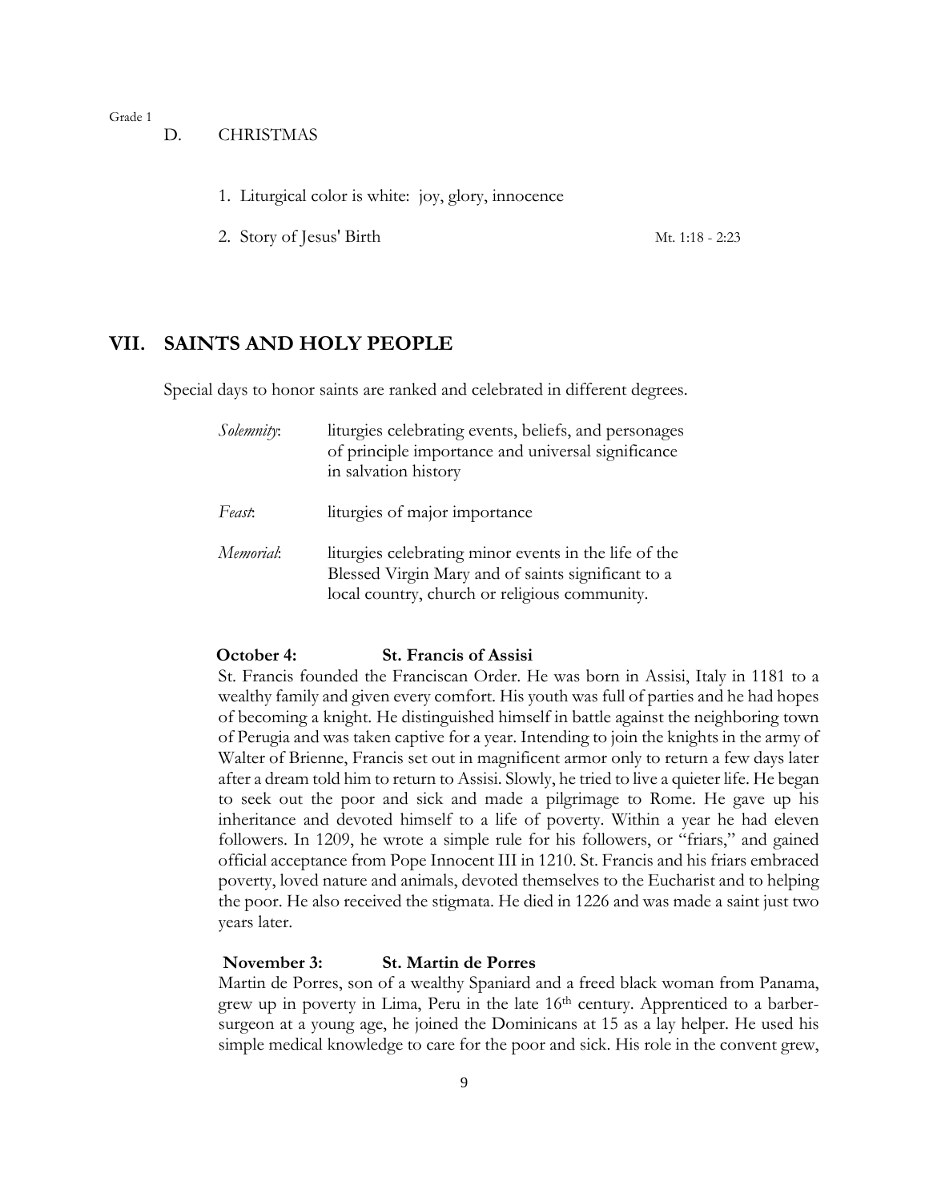### D. CHRISTMAS

1. Liturgical color is white: joy, glory, innocence
2. Story of Jesus' Birth — Mt. 1:18 - 2:23

## VII. SAINTS AND HOLY PEOPLE

Special days to honor saints are ranked and celebrated in different degrees.

| | |
|---|---|
| *Solemnity*: | liturgies celebrating events, beliefs, and personages of principle importance and universal significance in salvation history |
| *Feast*: | liturgies of major importance |
| *Memorial*: | liturgies celebrating minor events in the life of the Blessed Virgin Mary and of saints significant to a local country, church or religious community. |

**October 4: St. Francis of Assisi**

St. Francis founded the Franciscan Order. He was born in Assisi, Italy in 1181 to a wealthy family and given every comfort. His youth was full of parties and he had hopes of becoming a knight. He distinguished himself in battle against the neighboring town of Perugia and was taken captive for a year. Intending to join the knights in the army of Walter of Brienne, Francis set out in magnificent armor only to return a few days later after a dream told him to return to Assisi. Slowly, he tried to live a quieter life. He began to seek out the poor and sick and made a pilgrimage to Rome. He gave up his inheritance and devoted himself to a life of poverty. Within a year he had eleven followers. In 1209, he wrote a simple rule for his followers, or "friars," and gained official acceptance from Pope Innocent III in 1210. St. Francis and his friars embraced poverty, loved nature and animals, devoted themselves to the Eucharist and to helping the poor. He also received the stigmata. He died in 1226 and was made a saint just two years later.

**November 3: St. Martin de Porres**

Martin de Porres, son of a wealthy Spaniard and a freed black woman from Panama, grew up in poverty in Lima, Peru in the late 16th century. Apprenticed to a barber-surgeon at a young age, he joined the Dominicans at 15 as a lay helper. He used his simple medical knowledge to care for the poor and sick. His role in the convent grew,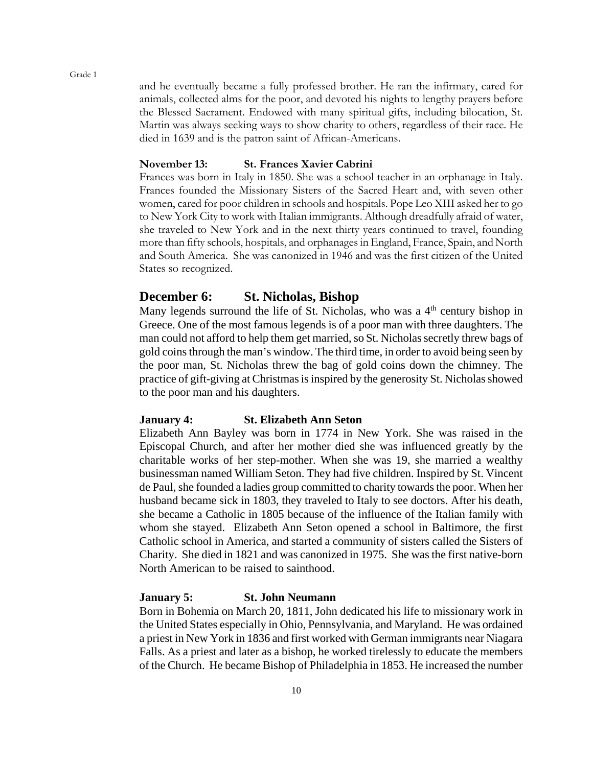and he eventually became a fully professed brother. He ran the infirmary, cared for animals, collected alms for the poor, and devoted his nights to lengthy prayers before the Blessed Sacrament. Endowed with many spiritual gifts, including bilocation, St. Martin was always seeking ways to show charity to others, regardless of their race. He died in 1639 and is the patron saint of African-Americans.

**November 13: St. Frances Xavier Cabrini**

Frances was born in Italy in 1850. She was a school teacher in an orphanage in Italy. Frances founded the Missionary Sisters of the Sacred Heart and, with seven other women, cared for poor children in schools and hospitals. Pope Leo XIII asked her to go to New York City to work with Italian immigrants. Although dreadfully afraid of water, she traveled to New York and in the next thirty years continued to travel, founding more than fifty schools, hospitals, and orphanages in England, France, Spain, and North and South America. She was canonized in 1946 and was the first citizen of the United States so recognized.

## December 6: St. Nicholas, Bishop

Many legends surround the life of St. Nicholas, who was a 4th century bishop in Greece. One of the most famous legends is of a poor man with three daughters. The man could not afford to help them get married, so St. Nicholas secretly threw bags of gold coins through the man's window. The third time, in order to avoid being seen by the poor man, St. Nicholas threw the bag of gold coins down the chimney. The practice of gift-giving at Christmas is inspired by the generosity St. Nicholas showed to the poor man and his daughters.

**January 4: St. Elizabeth Ann Seton**

Elizabeth Ann Bayley was born in 1774 in New York. She was raised in the Episcopal Church, and after her mother died she was influenced greatly by the charitable works of her step-mother. When she was 19, she married a wealthy businessman named William Seton. They had five children. Inspired by St. Vincent de Paul, she founded a ladies group committed to charity towards the poor. When her husband became sick in 1803, they traveled to Italy to see doctors. After his death, she became a Catholic in 1805 because of the influence of the Italian family with whom she stayed. Elizabeth Ann Seton opened a school in Baltimore, the first Catholic school in America, and started a community of sisters called the Sisters of Charity. She died in 1821 and was canonized in 1975. She was the first native-born North American to be raised to sainthood.

**January 5: St. John Neumann**

Born in Bohemia on March 20, 1811, John dedicated his life to missionary work in the United States especially in Ohio, Pennsylvania, and Maryland. He was ordained a priest in New York in 1836 and first worked with German immigrants near Niagara Falls. As a priest and later as a bishop, he worked tirelessly to educate the members of the Church. He became Bishop of Philadelphia in 1853. He increased the number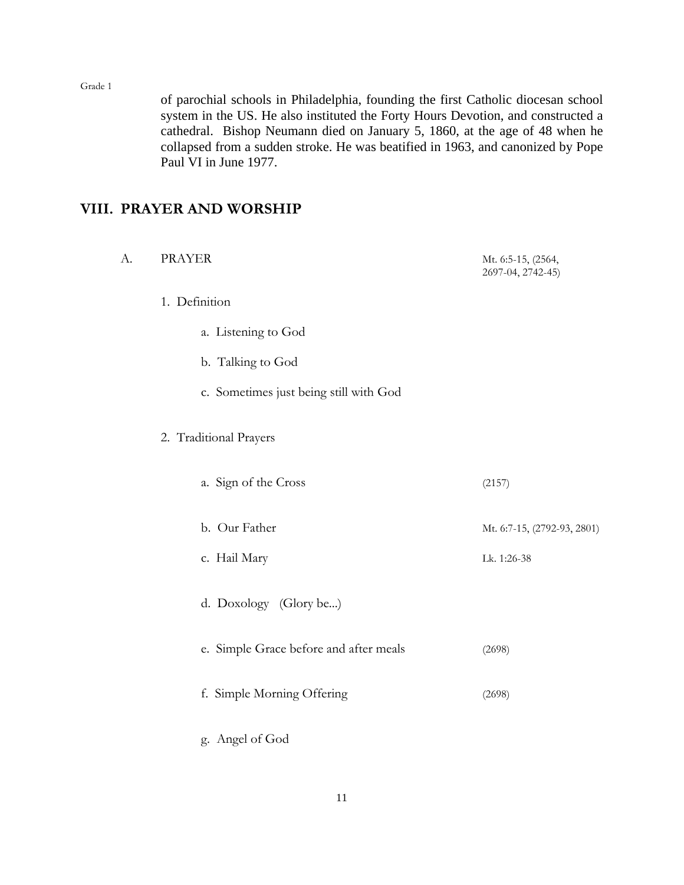of parochial schools in Philadelphia, founding the first Catholic diocesan school system in the US. He also instituted the Forty Hours Devotion, and constructed a cathedral. Bishop Neumann died on January 5, 1860, at the age of 48 when he collapsed from a sudden stroke. He was beatified in 1963, and canonized by Pope Paul VI in June 1977.

## VIII. PRAYER AND WORSHIP

A. PRAYER — Mt. 6:5-15, (2564, 2697-04, 2742-45)

1. Definition

   a. Listening to God

   b. Talking to God

   c. Sometimes just being still with God

2. Traditional Prayers

   a. Sign of the Cross — (2157)

   b. Our Father — Mt. 6:7-15, (2792-93, 2801)

   c. Hail Mary — Lk. 1:26-38

   d. Doxology (Glory be...)

   e. Simple Grace before and after meals — (2698)

   f. Simple Morning Offering — (2698)

   g. Angel of God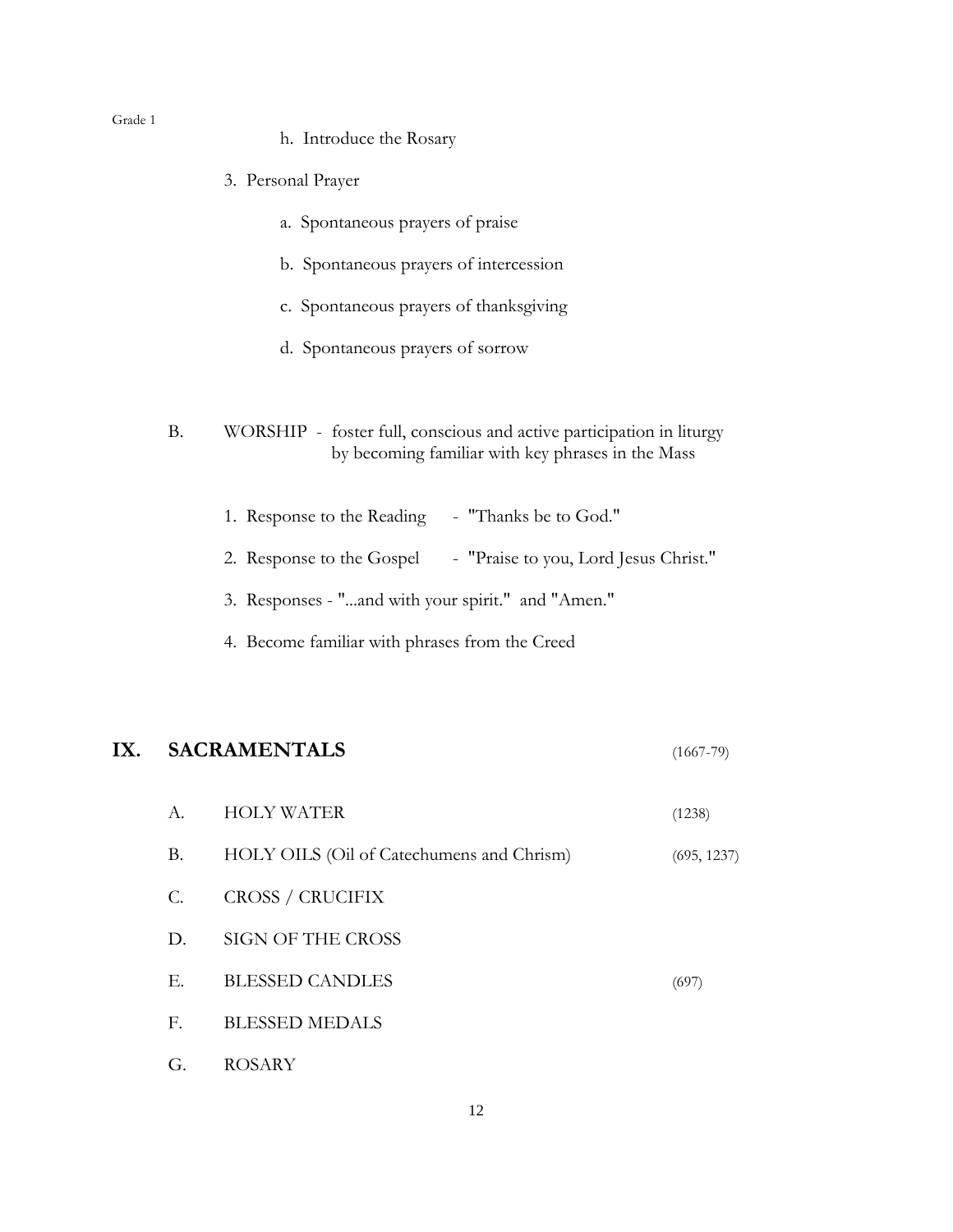h. Introduce the Rosary

3. Personal Prayer

    a. Spontaneous prayers of praise

    b. Spontaneous prayers of intercession

    c. Spontaneous prayers of thanksgiving

    d. Spontaneous prayers of sorrow

B. WORSHIP - foster full, conscious and active participation in liturgy by becoming familiar with key phrases in the Mass

1. Response to the Reading - "Thanks be to God."
2. Response to the Gospel - "Praise to you, Lord Jesus Christ."
3. Responses - "...and with your spirit." and "Amen."
4. Become familiar with phrases from the Creed

## IX. SACRAMENTALS (1667-79)

A. HOLY WATER (1238)

B. HOLY OILS (Oil of Catechumens and Chrism) (695, 1237)

C. CROSS / CRUCIFIX

D. SIGN OF THE CROSS

E. BLESSED CANDLES (697)

F. BLESSED MEDALS

G. ROSARY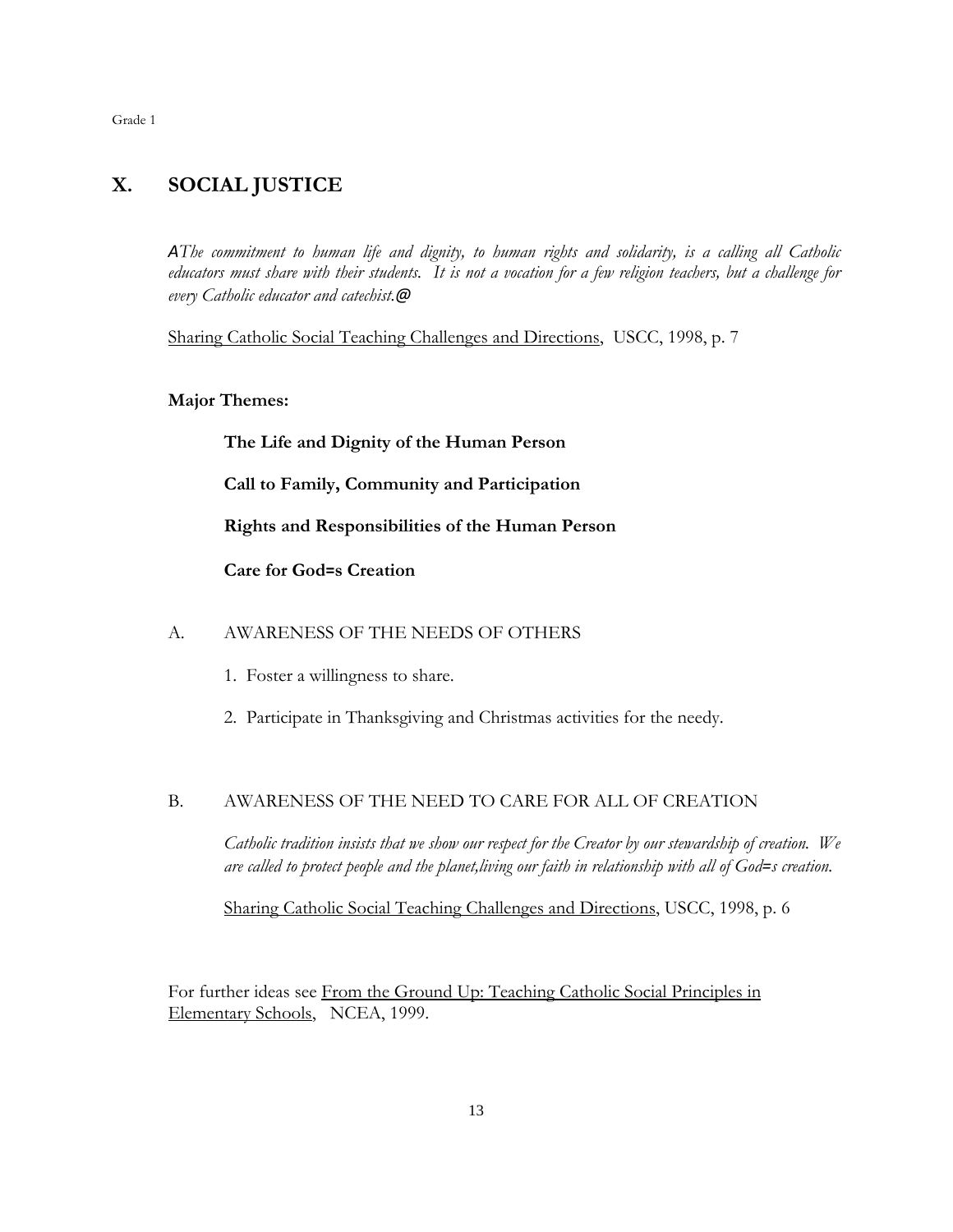## X. SOCIAL JUSTICE

*AThe commitment to human life and dignity, to human rights and solidarity, is a calling all Catholic educators must share with their students. It is not a vocation for a few religion teachers, but a challenge for every Catholic educator and catechist.@*

Sharing Catholic Social Teaching Challenges and Directions, USCC, 1998, p. 7

**Major Themes:**

**The Life and Dignity of the Human Person**

**Call to Family, Community and Participation**

**Rights and Responsibilities of the Human Person**

**Care for God=s Creation**

A. AWARENESS OF THE NEEDS OF OTHERS

1. Foster a willingness to share.
2. Participate in Thanksgiving and Christmas activities for the needy.

B. AWARENESS OF THE NEED TO CARE FOR ALL OF CREATION

*Catholic tradition insists that we show our respect for the Creator by our stewardship of creation. We are called to protect people and the planet,living our faith in relationship with all of God=s creation.*

Sharing Catholic Social Teaching Challenges and Directions, USCC, 1998, p. 6

For further ideas see From the Ground Up: Teaching Catholic Social Principles in Elementary Schools, NCEA, 1999.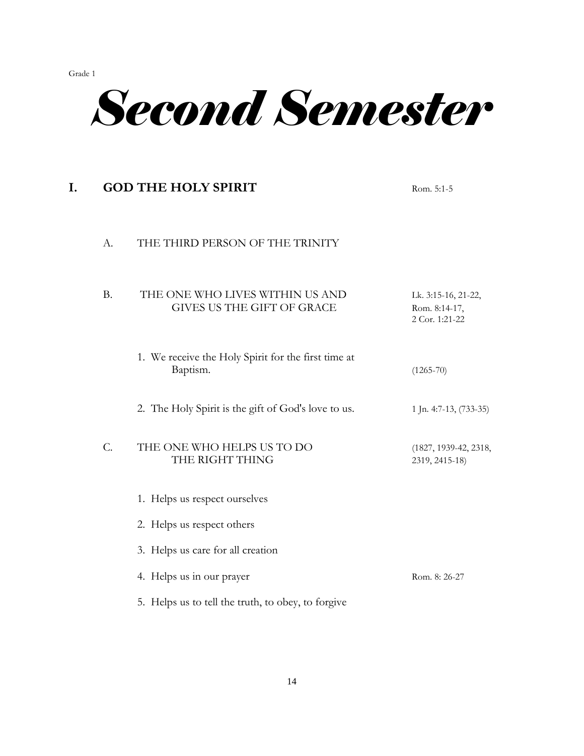Grade 1

# *Second Semester*

## I. GOD THE HOLY SPIRIT — Rom. 5:1-5

### A. THE THIRD PERSON OF THE TRINITY

### B. THE ONE WHO LIVES WITHIN US AND GIVES US THE GIFT OF GRACE — Lk. 3:15-16, 21-22, Rom. 8:14-17, 2 Cor. 1:21-22

1. We receive the Holy Spirit for the first time at Baptism. (1265-70)
2. The Holy Spirit is the gift of God's love to us. 1 Jn. 4:7-13, (733-35)

### C. THE ONE WHO HELPS US TO DO THE RIGHT THING — (1827, 1939-42, 2318, 2319, 2415-18)

1. Helps us respect ourselves
2. Helps us respect others
3. Helps us care for all creation
4. Helps us in our prayer — Rom. 8: 26-27
5. Helps us to tell the truth, to obey, to forgive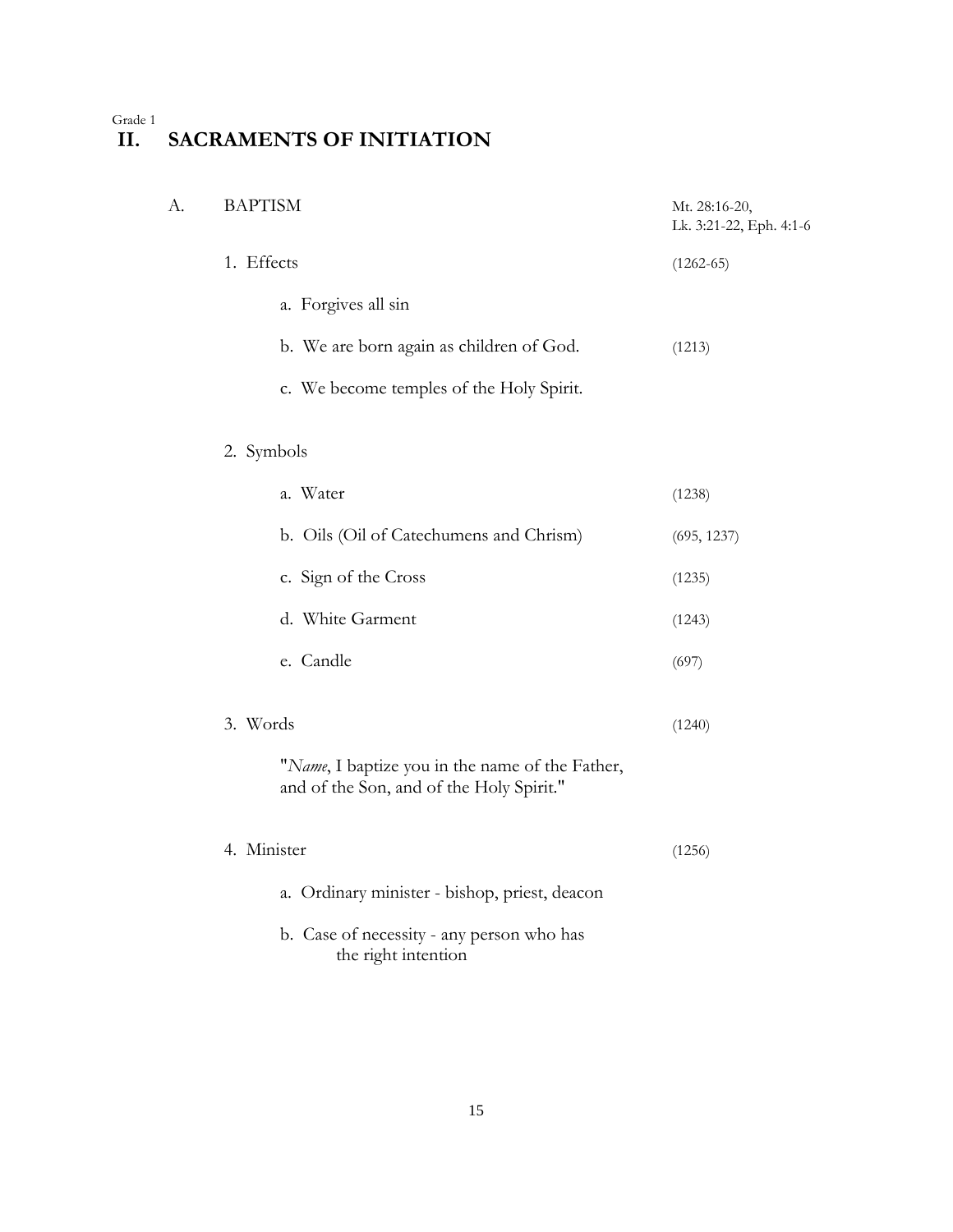Grade 1

# II. SACRAMENTS OF INITIATION

## A. BAPTISM

Mt. 28:16-20, Lk. 3:21-22, Eph. 4:1-6

1. Effects (1262-65)
    - a. Forgives all sin
    - b. We are born again as children of God. (1213)
    - c. We become temples of the Holy Spirit.

2. Symbols
    - a. Water (1238)
    - b. Oils (Oil of Catechumens and Chrism) (695, 1237)
    - c. Sign of the Cross (1235)
    - d. White Garment (1243)
    - e. Candle (697)

3. Words (1240)

    "*Name*, I baptize you in the name of the Father, and of the Son, and of the Holy Spirit."

4. Minister (1256)
    - a. Ordinary minister - bishop, priest, deacon
    - b. Case of necessity - any person who has the right intention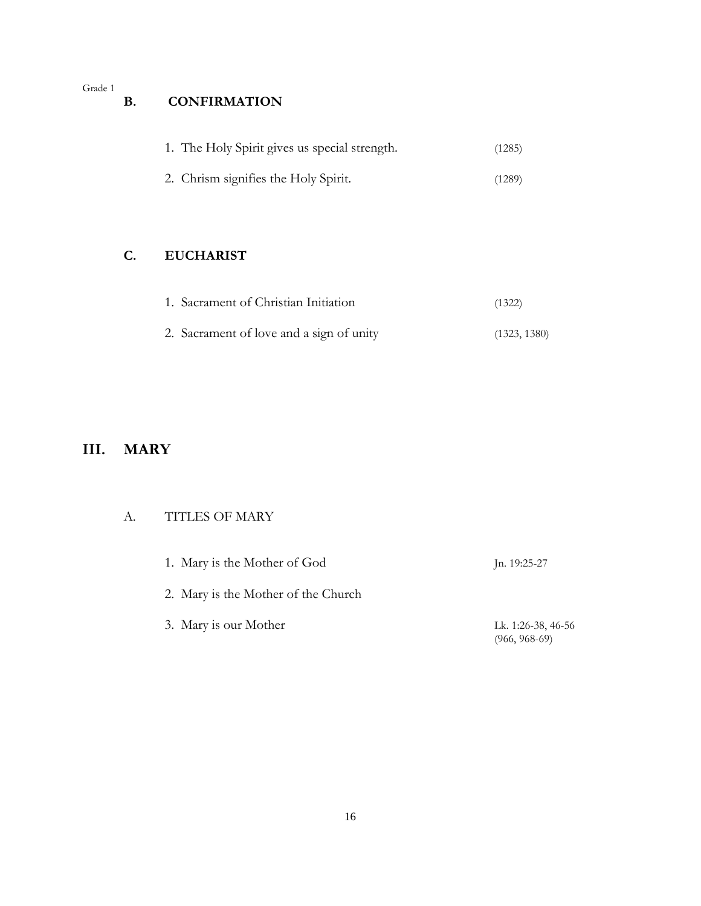### B. CONFIRMATION

1. The Holy Spirit gives us special strength. (1285)
2. Chrism signifies the Holy Spirit. (1289)

### C. EUCHARIST

1. Sacrament of Christian Initiation (1322)
2. Sacrament of love and a sign of unity (1323, 1380)

## III. MARY

### A. TITLES OF MARY

1. Mary is the Mother of God — Jn. 19:25-27
2. Mary is the Mother of the Church
3. Mary is our Mother — Lk. 1:26-38, 46-56 (966, 968-69)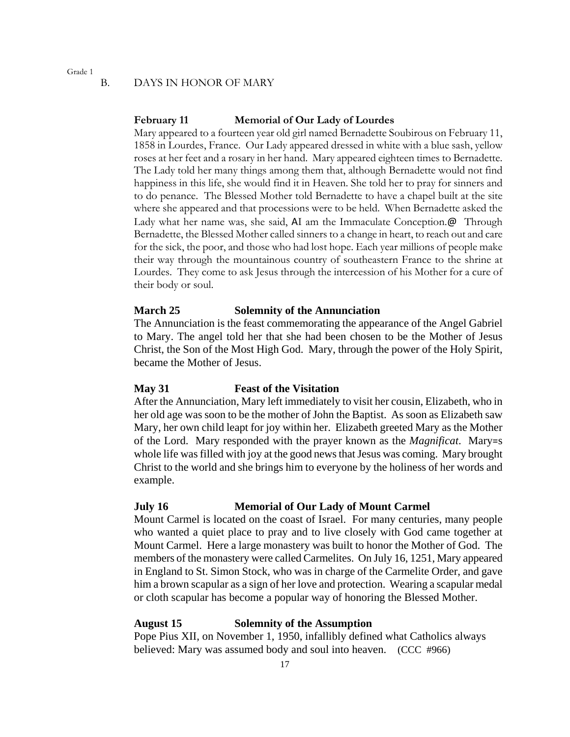## B. DAYS IN HONOR OF MARY

**February 11 Memorial of Our Lady of Lourdes**

Mary appeared to a fourteen year old girl named Bernadette Soubirous on February 11, 1858 in Lourdes, France. Our Lady appeared dressed in white with a blue sash, yellow roses at her feet and a rosary in her hand. Mary appeared eighteen times to Bernadette. The Lady told her many things among them that, although Bernadette would not find happiness in this life, she would find it in Heaven. She told her to pray for sinners and to do penance. The Blessed Mother told Bernadette to have a chapel built at the site where she appeared and that processions were to be held. When Bernadette asked the Lady what her name was, she said, AI am the Immaculate Conception.@ Through Bernadette, the Blessed Mother called sinners to a change in heart, to reach out and care for the sick, the poor, and those who had lost hope. Each year millions of people make their way through the mountainous country of southeastern France to the shrine at Lourdes. They come to ask Jesus through the intercession of his Mother for a cure of their body or soul.

**March 25 Solemnity of the Annunciation**

The Annunciation is the feast commemorating the appearance of the Angel Gabriel to Mary. The angel told her that she had been chosen to be the Mother of Jesus Christ, the Son of the Most High God. Mary, through the power of the Holy Spirit, became the Mother of Jesus.

**May 31 Feast of the Visitation**

After the Annunciation, Mary left immediately to visit her cousin, Elizabeth, who in her old age was soon to be the mother of John the Baptist. As soon as Elizabeth saw Mary, her own child leapt for joy within her. Elizabeth greeted Mary as the Mother of the Lord. Mary responded with the prayer known as the *Magnificat*. Mary=s whole life was filled with joy at the good news that Jesus was coming. Mary brought Christ to the world and she brings him to everyone by the holiness of her words and example.

**July 16 Memorial of Our Lady of Mount Carmel**

Mount Carmel is located on the coast of Israel. For many centuries, many people who wanted a quiet place to pray and to live closely with God came together at Mount Carmel. Here a large monastery was built to honor the Mother of God. The members of the monastery were called Carmelites. On July 16, 1251, Mary appeared in England to St. Simon Stock, who was in charge of the Carmelite Order, and gave him a brown scapular as a sign of her love and protection. Wearing a scapular medal or cloth scapular has become a popular way of honoring the Blessed Mother.

**August 15 Solemnity of the Assumption**

Pope Pius XII, on November 1, 1950, infallibly defined what Catholics always believed: Mary was assumed body and soul into heaven. (CCC #966)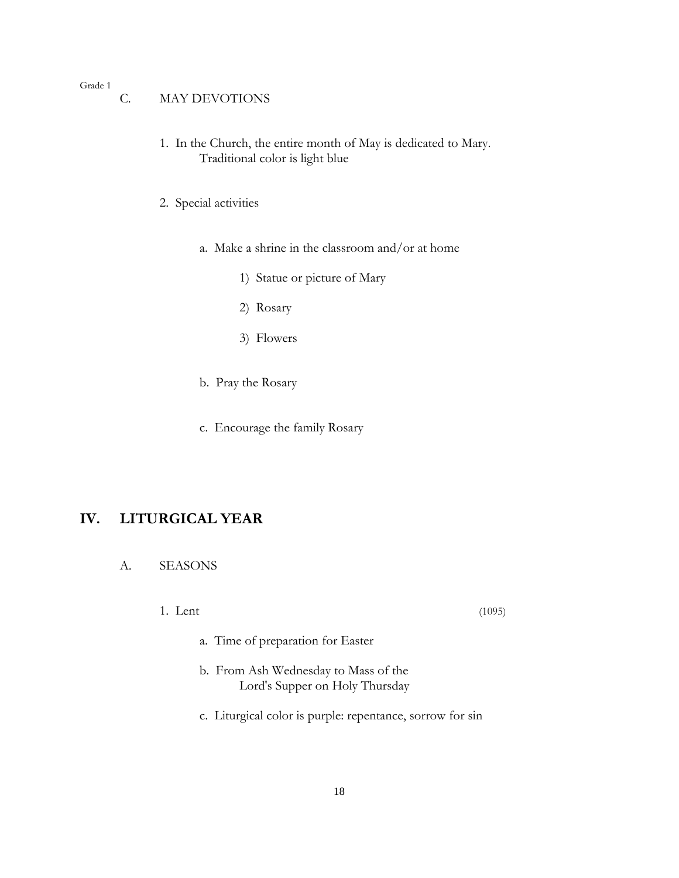### C. MAY DEVOTIONS

1. In the Church, the entire month of May is dedicated to Mary. Traditional color is light blue

2. Special activities

   a. Make a shrine in the classroom and/or at home

      1) Statue or picture of Mary

      2) Rosary

      3) Flowers

   b. Pray the Rosary

   c. Encourage the family Rosary

# IV. LITURGICAL YEAR

## A. SEASONS

1. Lent (1095)

   a. Time of preparation for Easter

   b. From Ash Wednesday to Mass of the Lord's Supper on Holy Thursday

   c. Liturgical color is purple: repentance, sorrow for sin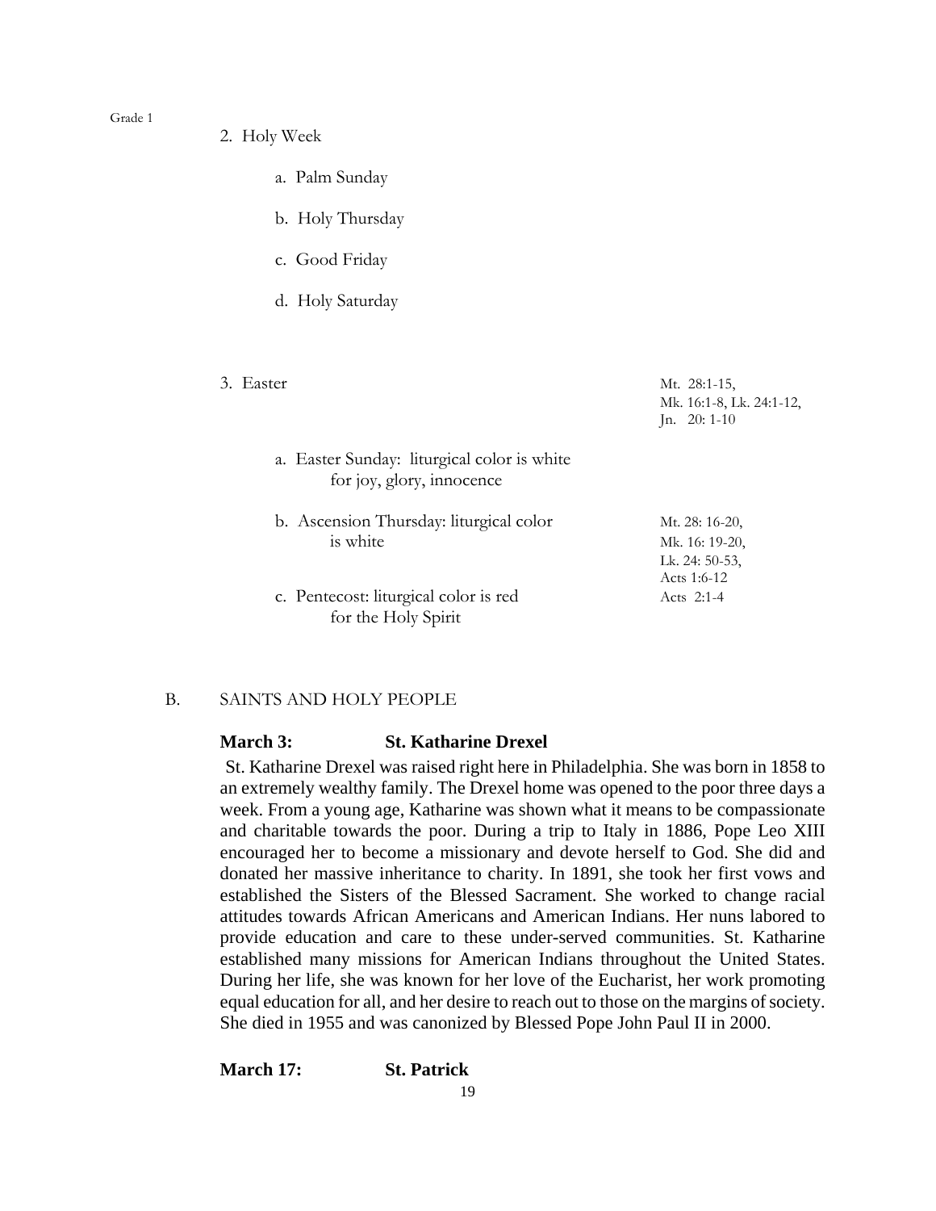2. Holy Week

    a. Palm Sunday

    b. Holy Thursday

    c. Good Friday

    d. Holy Saturday

3. Easter — Mt. 28:1-15, Mk. 16:1-8, Lk. 24:1-12, Jn. 20: 1-10

    a. Easter Sunday: liturgical color is white for joy, glory, innocence

    b. Ascension Thursday: liturgical color is white — Mt. 28: 16-20, Mk. 16: 19-20, Lk. 24: 50-53, Acts 1:6-12

    c. Pentecost: liturgical color is red for the Holy Spirit — Acts 2:1-4

B. SAINTS AND HOLY PEOPLE

**March 3: St. Katharine Drexel**

St. Katharine Drexel was raised right here in Philadelphia. She was born in 1858 to an extremely wealthy family. The Drexel home was opened to the poor three days a week. From a young age, Katharine was shown what it means to be compassionate and charitable towards the poor. During a trip to Italy in 1886, Pope Leo XIII encouraged her to become a missionary and devote herself to God. She did and donated her massive inheritance to charity. In 1891, she took her first vows and established the Sisters of the Blessed Sacrament. She worked to change racial attitudes towards African Americans and American Indians. Her nuns labored to provide education and care to these under-served communities. St. Katharine established many missions for American Indians throughout the United States. During her life, she was known for her love of the Eucharist, her work promoting equal education for all, and her desire to reach out to those on the margins of society. She died in 1955 and was canonized by Blessed Pope John Paul II in 2000.

**March 17: St. Patrick**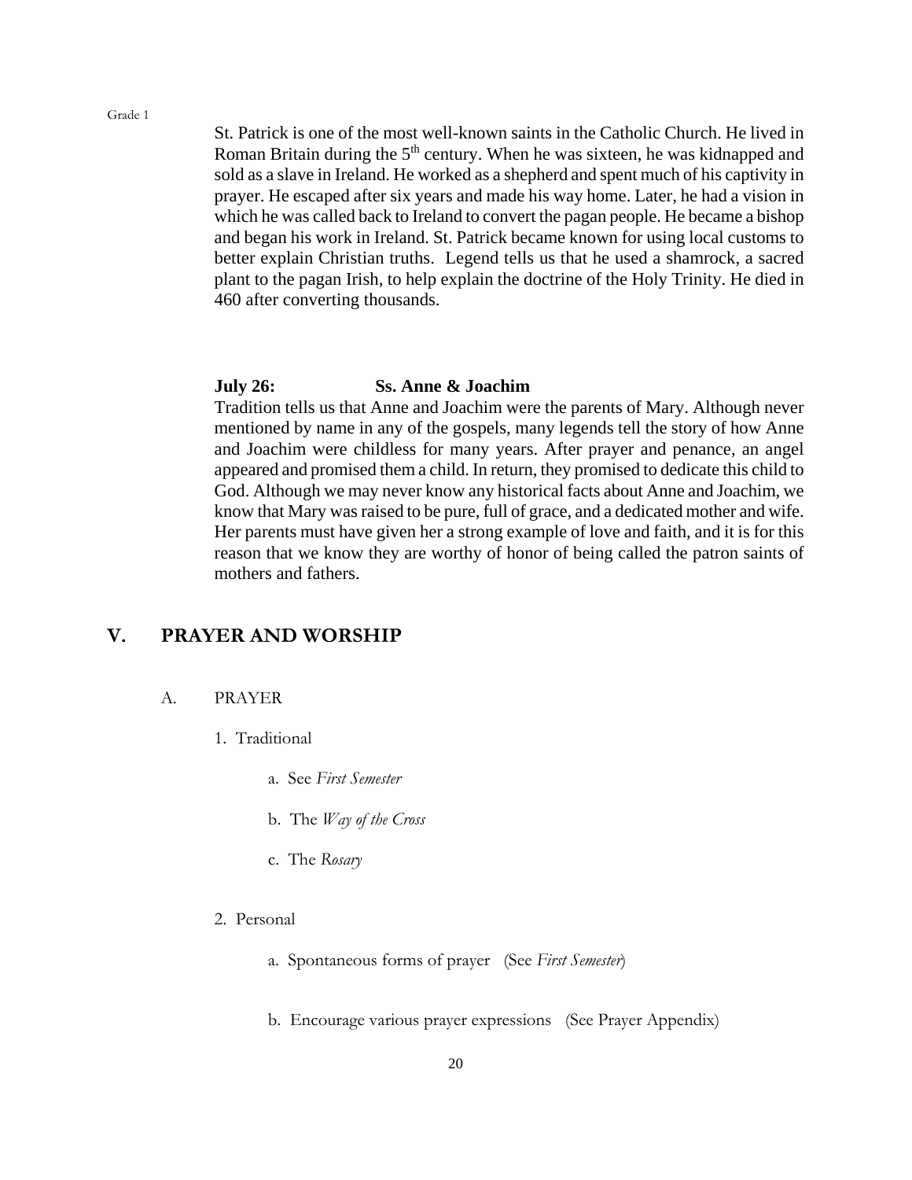St. Patrick is one of the most well-known saints in the Catholic Church. He lived in Roman Britain during the 5th century. When he was sixteen, he was kidnapped and sold as a slave in Ireland. He worked as a shepherd and spent much of his captivity in prayer. He escaped after six years and made his way home. Later, he had a vision in which he was called back to Ireland to convert the pagan people. He became a bishop and began his work in Ireland. St. Patrick became known for using local customs to better explain Christian truths. Legend tells us that he used a shamrock, a sacred plant to the pagan Irish, to help explain the doctrine of the Holy Trinity. He died in 460 after converting thousands.

**July 26: Ss. Anne & Joachim**

Tradition tells us that Anne and Joachim were the parents of Mary. Although never mentioned by name in any of the gospels, many legends tell the story of how Anne and Joachim were childless for many years. After prayer and penance, an angel appeared and promised them a child. In return, they promised to dedicate this child to God. Although we may never know any historical facts about Anne and Joachim, we know that Mary was raised to be pure, full of grace, and a dedicated mother and wife. Her parents must have given her a strong example of love and faith, and it is for this reason that we know they are worthy of honor of being called the patron saints of mothers and fathers.

## V. PRAYER AND WORSHIP

### A. PRAYER

1. Traditional

   a. See *First Semester*

   b. The *Way of the Cross*

   c. The *Rosary*

2. Personal

   a. Spontaneous forms of prayer (See *First Semester*)

   b. Encourage various prayer expressions (See Prayer Appendix)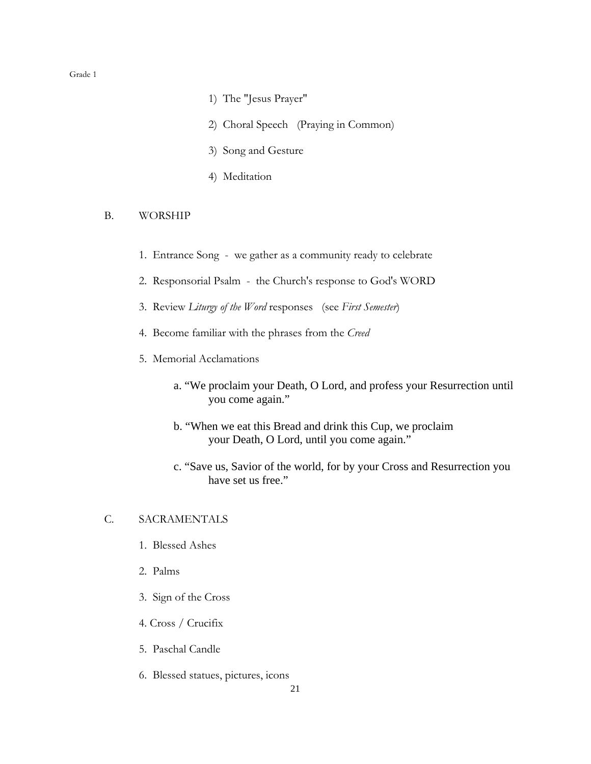1) The "Jesus Prayer"

2) Choral Speech (Praying in Common)

3) Song and Gesture

4) Meditation

B. WORSHIP

1. Entrance Song - we gather as a community ready to celebrate

2. Responsorial Psalm - the Church's response to God's WORD

3. Review *Liturgy of the Word* responses (see *First Semester*)

4. Become familiar with the phrases from the *Creed*

5. Memorial Acclamations

   a. "We proclaim your Death, O Lord, and profess your Resurrection until you come again."

   b. "When we eat this Bread and drink this Cup, we proclaim your Death, O Lord, until you come again."

   c. "Save us, Savior of the world, for by your Cross and Resurrection you have set us free."

C. SACRAMENTALS

1. Blessed Ashes

2. Palms

3. Sign of the Cross

4. Cross / Crucifix

5. Paschal Candle

6. Blessed statues, pictures, icons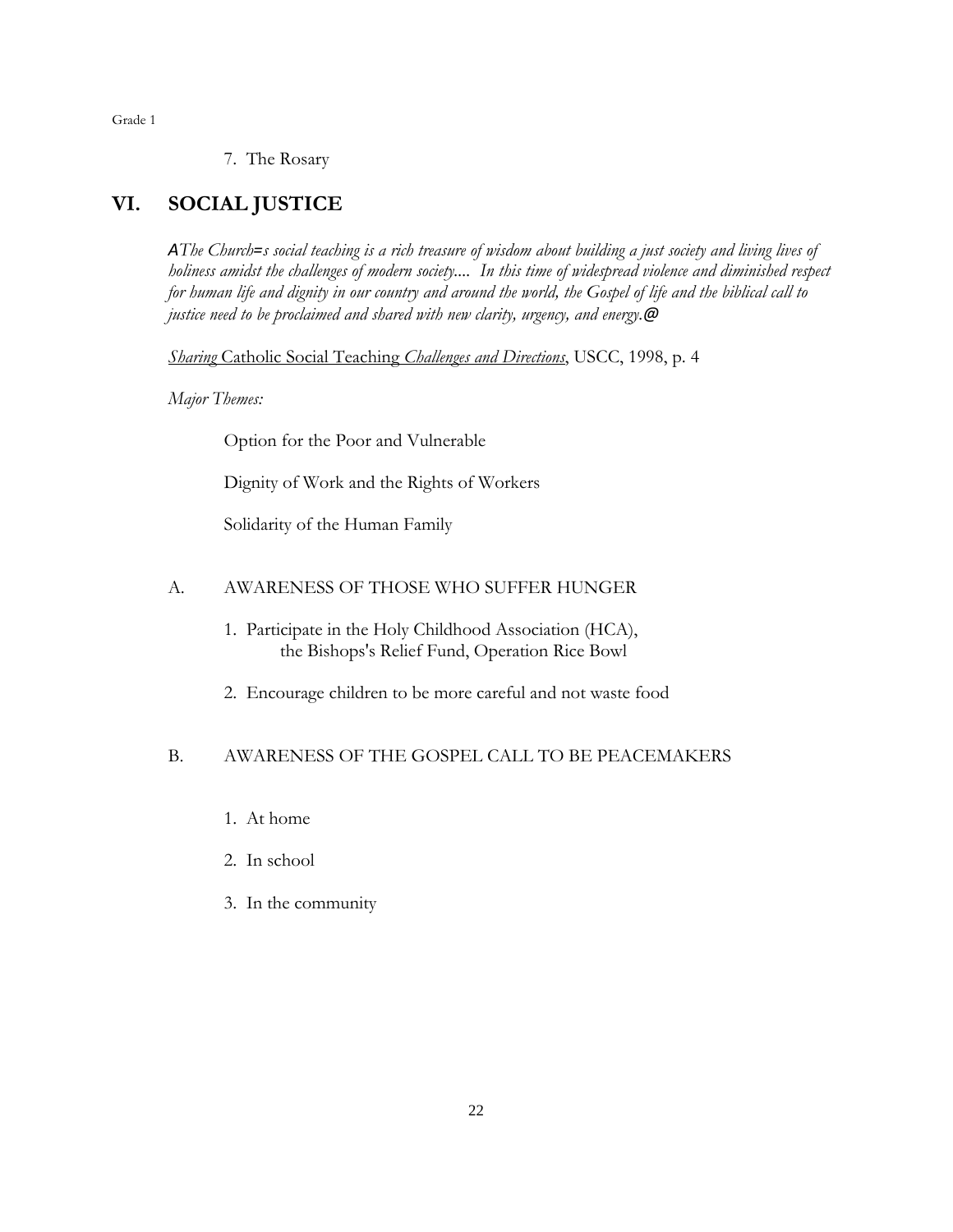7. The Rosary

## VI. SOCIAL JUSTICE

*AThe Church=s social teaching is a rich treasure of wisdom about building a just society and living lives of holiness amidst the challenges of modern society.... In this time of widespread violence and diminished respect for human life and dignity in our country and around the world, the Gospel of life and the biblical call to justice need to be proclaimed and shared with new clarity, urgency, and energy.@*

*Sharing* Catholic Social Teaching *Challenges and Directions*, USCC, 1998, p. 4

*Major Themes:*

Option for the Poor and Vulnerable

Dignity of Work and the Rights of Workers

Solidarity of the Human Family

### A. AWARENESS OF THOSE WHO SUFFER HUNGER

1. Participate in the Holy Childhood Association (HCA), the Bishops's Relief Fund, Operation Rice Bowl
2. Encourage children to be more careful and not waste food

### B. AWARENESS OF THE GOSPEL CALL TO BE PEACEMAKERS

1. At home
2. In school
3. In the community